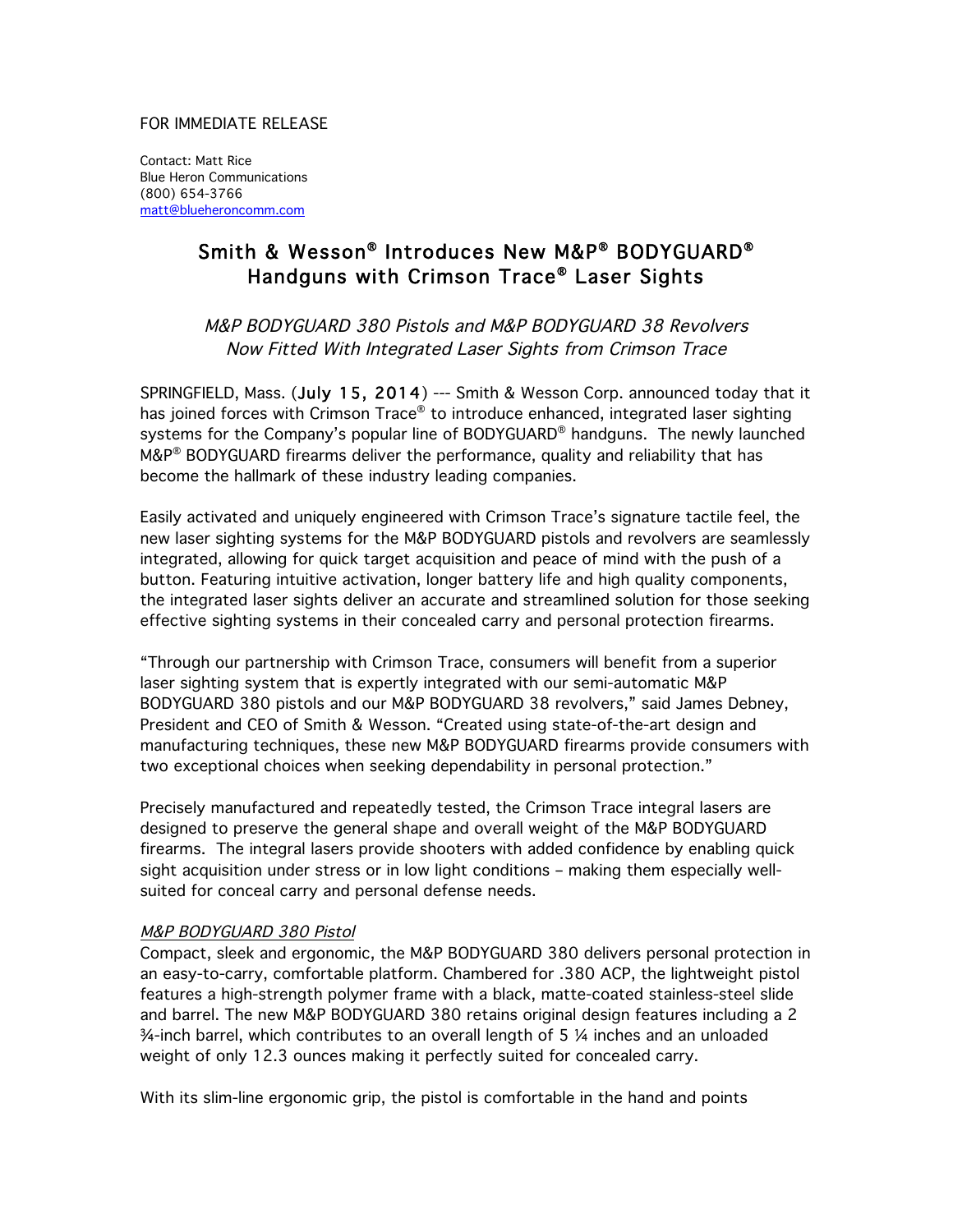FOR IMMEDIATE RELEASE

Contact: Matt Rice
Blue Heron Communications
(800) 654-3766
matt@blueheroncomm.com

# Smith & Wesson® Introduces New M&P® BODYGUARD® Handguns with Crimson Trace® Laser Sights

*M&P BODYGUARD 380 Pistols and M&P BODYGUARD 38 Revolvers Now Fitted With Integrated Laser Sights from Crimson Trace*

SPRINGFIELD, Mass. (July 15, 2014) --- Smith & Wesson Corp. announced today that it has joined forces with Crimson Trace® to introduce enhanced, integrated laser sighting systems for the Company's popular line of BODYGUARD® handguns. The newly launched M&P® BODYGUARD firearms deliver the performance, quality and reliability that has become the hallmark of these industry leading companies.

Easily activated and uniquely engineered with Crimson Trace's signature tactile feel, the new laser sighting systems for the M&P BODYGUARD pistols and revolvers are seamlessly integrated, allowing for quick target acquisition and peace of mind with the push of a button. Featuring intuitive activation, longer battery life and high quality components, the integrated laser sights deliver an accurate and streamlined solution for those seeking effective sighting systems in their concealed carry and personal protection firearms.

"Through our partnership with Crimson Trace, consumers will benefit from a superior laser sighting system that is expertly integrated with our semi-automatic M&P BODYGUARD 380 pistols and our M&P BODYGUARD 38 revolvers," said James Debney, President and CEO of Smith & Wesson. "Created using state-of-the-art design and manufacturing techniques, these new M&P BODYGUARD firearms provide consumers with two exceptional choices when seeking dependability in personal protection."

Precisely manufactured and repeatedly tested, the Crimson Trace integral lasers are designed to preserve the general shape and overall weight of the M&P BODYGUARD firearms. The integral lasers provide shooters with added confidence by enabling quick sight acquisition under stress or in low light conditions – making them especially well-suited for conceal carry and personal defense needs.

*M&P BODYGUARD 380 Pistol*

Compact, sleek and ergonomic, the M&P BODYGUARD 380 delivers personal protection in an easy-to-carry, comfortable platform. Chambered for .380 ACP, the lightweight pistol features a high-strength polymer frame with a black, matte-coated stainless-steel slide and barrel. The new M&P BODYGUARD 380 retains original design features including a 2 ¾-inch barrel, which contributes to an overall length of 5 ¼ inches and an unloaded weight of only 12.3 ounces making it perfectly suited for concealed carry.

With its slim-line ergonomic grip, the pistol is comfortable in the hand and points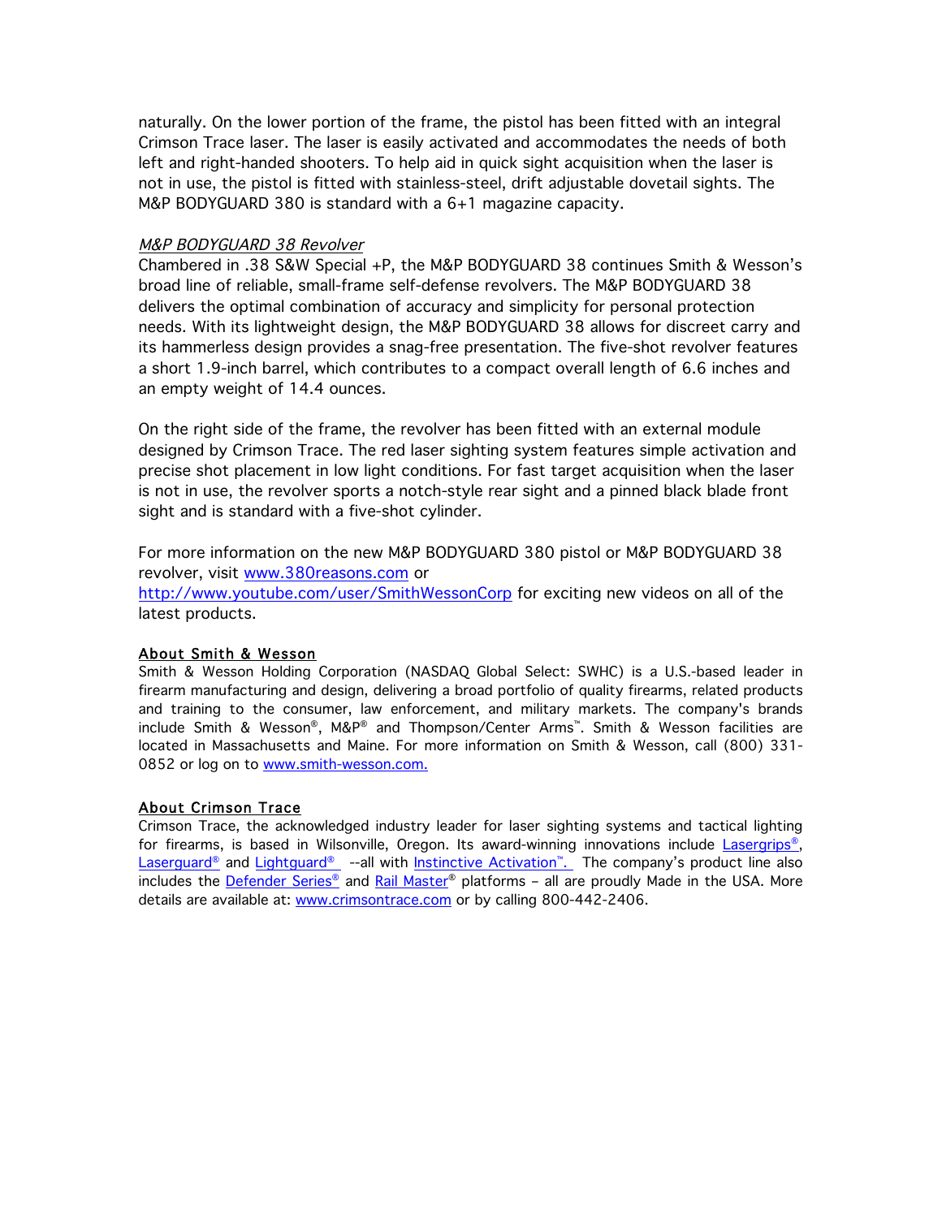naturally. On the lower portion of the frame, the pistol has been fitted with an integral Crimson Trace laser. The laser is easily activated and accommodates the needs of both left and right-handed shooters. To help aid in quick sight acquisition when the laser is not in use, the pistol is fitted with stainless-steel, drift adjustable dovetail sights. The M&P BODYGUARD 380 is standard with a 6+1 magazine capacity.

*M&P BODYGUARD 38 Revolver*

Chambered in .38 S&W Special +P, the M&P BODYGUARD 38 continues Smith & Wesson's broad line of reliable, small-frame self-defense revolvers. The M&P BODYGUARD 38 delivers the optimal combination of accuracy and simplicity for personal protection needs. With its lightweight design, the M&P BODYGUARD 38 allows for discreet carry and its hammerless design provides a snag-free presentation. The five-shot revolver features a short 1.9-inch barrel, which contributes to a compact overall length of 6.6 inches and an empty weight of 14.4 ounces.

On the right side of the frame, the revolver has been fitted with an external module designed by Crimson Trace. The red laser sighting system features simple activation and precise shot placement in low light conditions. For fast target acquisition when the laser is not in use, the revolver sports a notch-style rear sight and a pinned black blade front sight and is standard with a five-shot cylinder.

For more information on the new M&P BODYGUARD 380 pistol or M&P BODYGUARD 38 revolver, visit www.380reasons.com or http://www.youtube.com/user/SmithWessonCorp for exciting new videos on all of the latest products.

**About Smith & Wesson**

Smith & Wesson Holding Corporation (NASDAQ Global Select: SWHC) is a U.S.-based leader in firearm manufacturing and design, delivering a broad portfolio of quality firearms, related products and training to the consumer, law enforcement, and military markets. The company's brands include Smith & Wesson®, M&P® and Thompson/Center Arms™. Smith & Wesson facilities are located in Massachusetts and Maine. For more information on Smith & Wesson, call (800) 331-0852 or log on to www.smith-wesson.com.

**About Crimson Trace**

Crimson Trace, the acknowledged industry leader for laser sighting systems and tactical lighting for firearms, is based in Wilsonville, Oregon. Its award-winning innovations include Lasergrips®, Laserguard® and Lightguard® --all with Instinctive Activation™. The company's product line also includes the Defender Series® and Rail Master® platforms – all are proudly Made in the USA. More details are available at: www.crimsontrace.com or by calling 800-442-2406.